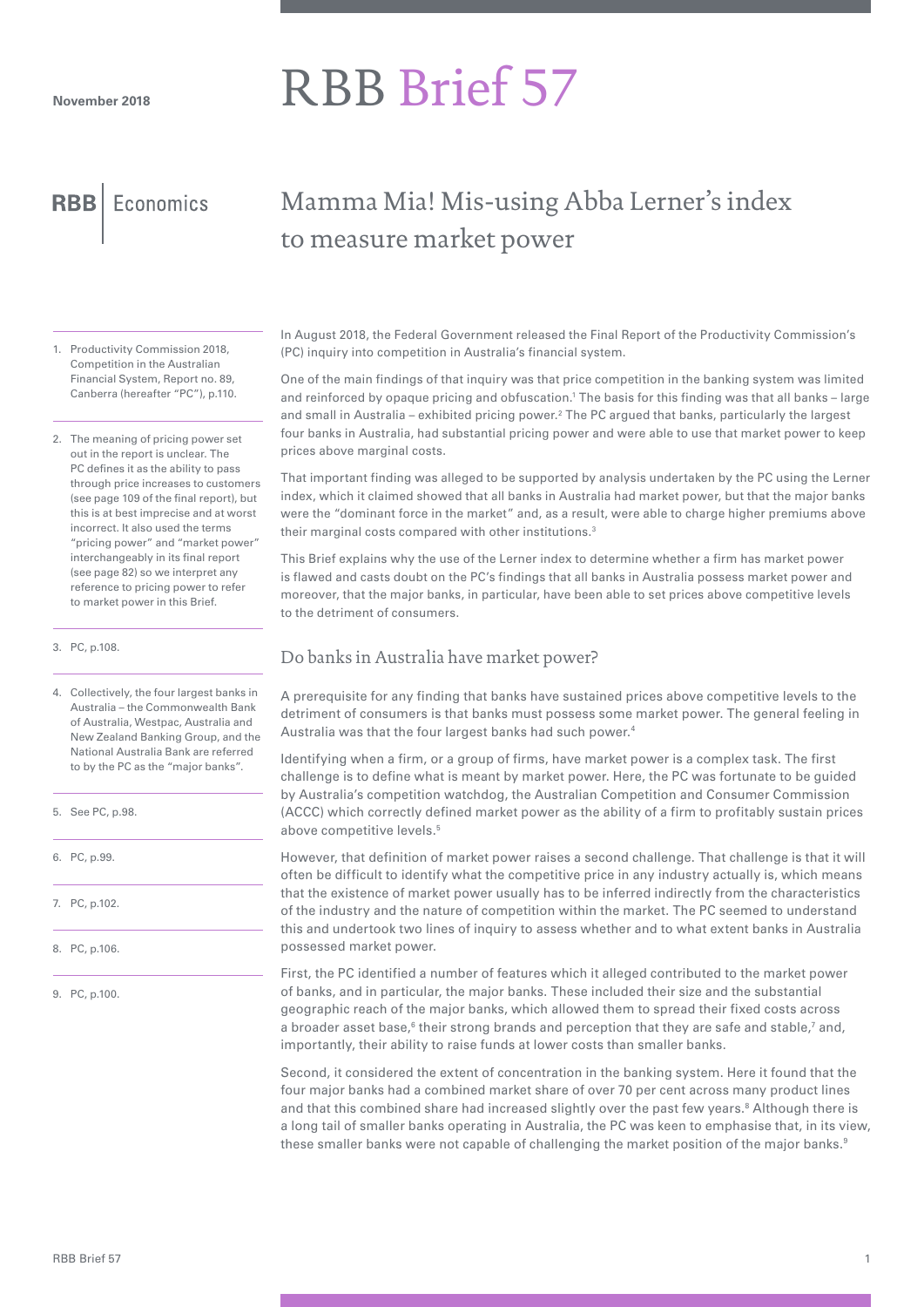November 2018

# RBB Brief 57

RBB Economics

## Mamma Mia! Mis-using Abba Lerner's index to measure market power

In August 2018, the Federal Government released the Final Report of the Productivity Commission's (PC) inquiry into competition in Australia's financial system.

One of the main findings of that inquiry was that price competition in the banking system was limited and reinforced by opaque pricing and obfuscation.[1] The basis for this finding was that all banks – large and small in Australia – exhibited pricing power.[2] The PC argued that banks, particularly the largest four banks in Australia, had substantial pricing power and were able to use that market power to keep prices above marginal costs.

That important finding was alleged to be supported by analysis undertaken by the PC using the Lerner index, which it claimed showed that all banks in Australia had market power, but that the major banks were the "dominant force in the market" and, as a result, were able to charge higher premiums above their marginal costs compared with other institutions.[3]

This Brief explains why the use of the Lerner index to determine whether a firm has market power is flawed and casts doubt on the PC's findings that all banks in Australia possess market power and moreover, that the major banks, in particular, have been able to set prices above competitive levels to the detriment of consumers.

### Do banks in Australia have market power?

A prerequisite for any finding that banks have sustained prices above competitive levels to the detriment of consumers is that banks must possess some market power. The general feeling in Australia was that the four largest banks had such power.[4]

Identifying when a firm, or a group of firms, have market power is a complex task. The first challenge is to define what is meant by market power. Here, the PC was fortunate to be guided by Australia's competition watchdog, the Australian Competition and Consumer Commission (ACCC) which correctly defined market power as the ability of a firm to profitably sustain prices above competitive levels.[5]

However, that definition of market power raises a second challenge. That challenge is that it will often be difficult to identify what the competitive price in any industry actually is, which means that the existence of market power usually has to be inferred indirectly from the characteristics of the industry and the nature of competition within the market. The PC seemed to understand this and undertook two lines of inquiry to assess whether and to what extent banks in Australia possessed market power.

First, the PC identified a number of features which it alleged contributed to the market power of banks, and in particular, the major banks. These included their size and the substantial geographic reach of the major banks, which allowed them to spread their fixed costs across a broader asset base,[6] their strong brands and perception that they are safe and stable,[7] and, importantly, their ability to raise funds at lower costs than smaller banks.

Second, it considered the extent of concentration in the banking system. Here it found that the four major banks had a combined market share of over 70 per cent across many product lines and that this combined share had increased slightly over the past few years.[8] Although there is a long tail of smaller banks operating in Australia, the PC was keen to emphasise that, in its view, these smaller banks were not capable of challenging the market position of the major banks.[9]

---

1. Productivity Commission 2018, Competition in the Australian Financial System, Report no. 89, Canberra (hereafter "PC"), p.110.
2. The meaning of pricing power set out in the report is unclear. The PC defines it as the ability to pass through price increases to customers (see page 109 of the final report), but this is at best imprecise and at worst incorrect. It also used the terms "pricing power" and "market power" interchangeably in its final report (see page 82) so we interpret any reference to pricing power to refer to market power in this Brief.
3. PC, p.108.
4. Collectively, the four largest banks in Australia – the Commonwealth Bank of Australia, Westpac, Australia and New Zealand Banking Group, and the National Australia Bank are referred to by the PC as the "major banks".
5. See PC, p.98.
6. PC, p.99.
7. PC, p.102.
8. PC, p.106.
9. PC, p.100.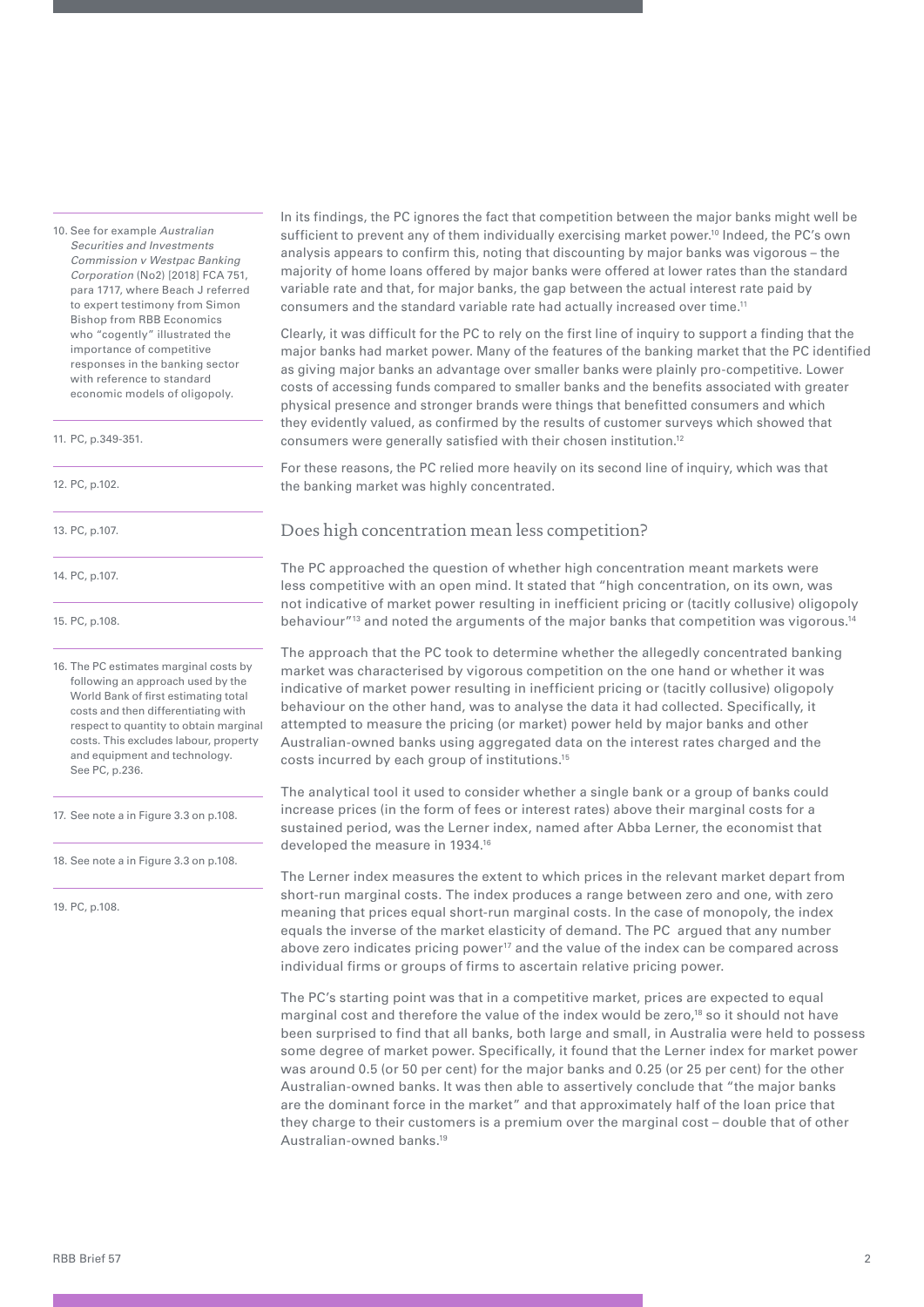In its findings, the PC ignores the fact that competition between the major banks might well be sufficient to prevent any of them individually exercising market power.[10] Indeed, the PC's own analysis appears to confirm this, noting that discounting by major banks was vigorous – the majority of home loans offered by major banks were offered at lower rates than the standard variable rate and that, for major banks, the gap between the actual interest rate paid by consumers and the standard variable rate had actually increased over time.[11]

Clearly, it was difficult for the PC to rely on the first line of inquiry to support a finding that the major banks had market power. Many of the features of the banking market that the PC identified as giving major banks an advantage over smaller banks were plainly pro-competitive. Lower costs of accessing funds compared to smaller banks and the benefits associated with greater physical presence and stronger brands were things that benefitted consumers and which they evidently valued, as confirmed by the results of customer surveys which showed that consumers were generally satisfied with their chosen institution.[12]

For these reasons, the PC relied more heavily on its second line of inquiry, which was that the banking market was highly concentrated.

## Does high concentration mean less competition?

The PC approached the question of whether high concentration meant markets were less competitive with an open mind. It stated that "high concentration, on its own, was not indicative of market power resulting in inefficient pricing or (tacitly collusive) oligopoly behaviour"[13] and noted the arguments of the major banks that competition was vigorous.[14]

The approach that the PC took to determine whether the allegedly concentrated banking market was characterised by vigorous competition on the one hand or whether it was indicative of market power resulting in inefficient pricing or (tacitly collusive) oligopoly behaviour on the other hand, was to analyse the data it had collected. Specifically, it attempted to measure the pricing (or market) power held by major banks and other Australian-owned banks using aggregated data on the interest rates charged and the costs incurred by each group of institutions.[15]

The analytical tool it used to consider whether a single bank or a group of banks could increase prices (in the form of fees or interest rates) above their marginal costs for a sustained period, was the Lerner index, named after Abba Lerner, the economist that developed the measure in 1934.[16]

The Lerner index measures the extent to which prices in the relevant market depart from short-run marginal costs. The index produces a range between zero and one, with zero meaning that prices equal short-run marginal costs. In the case of monopoly, the index equals the inverse of the market elasticity of demand. The PC argued that any number above zero indicates pricing power[17] and the value of the index can be compared across individual firms or groups of firms to ascertain relative pricing power.

The PC's starting point was that in a competitive market, prices are expected to equal marginal cost and therefore the value of the index would be zero,[18] so it should not have been surprised to find that all banks, both large and small, in Australia were held to possess some degree of market power. Specifically, it found that the Lerner index for market power was around 0.5 (or 50 per cent) for the major banks and 0.25 (or 25 per cent) for the other Australian-owned banks. It was then able to assertively conclude that "the major banks are the dominant force in the market" and that approximately half of the loan price that they charge to their customers is a premium over the marginal cost – double that of other Australian-owned banks.[19]

---

10. See for example *Australian Securities and Investments Commission v Westpac Banking Corporation* (No2) [2018] FCA 751, para 1717, where Beach J referred to expert testimony from Simon Bishop from RBB Economics who "cogently" illustrated the importance of competitive responses in the banking sector with reference to standard economic models of oligopoly.

11. PC, p.349-351.

12. PC, p.102.

13. PC, p.107.

14. PC, p.107.

15. PC, p.108.

16. The PC estimates marginal costs by following an approach used by the World Bank of first estimating total costs and then differentiating with respect to quantity to obtain marginal costs. This excludes labour, property and equipment and technology. See PC, p.236.

17. See note a in Figure 3.3 on p.108.

18. See note a in Figure 3.3 on p.108.

19. PC, p.108.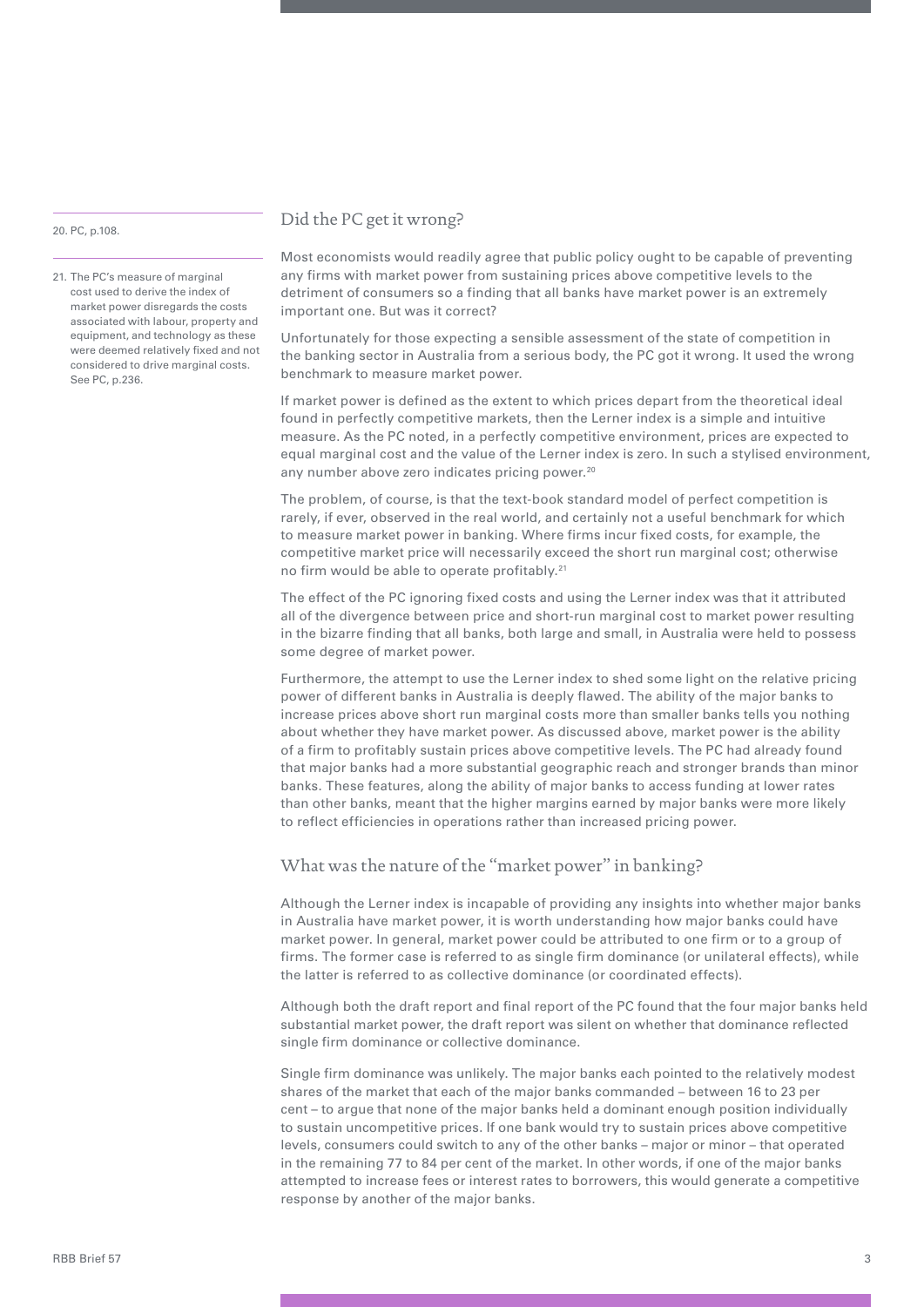## Did the PC get it wrong?

Most economists would readily agree that public policy ought to be capable of preventing any firms with market power from sustaining prices above competitive levels to the detriment of consumers so a finding that all banks have market power is an extremely important one. But was it correct?

Unfortunately for those expecting a sensible assessment of the state of competition in the banking sector in Australia from a serious body, the PC got it wrong. It used the wrong benchmark to measure market power.

If market power is defined as the extent to which prices depart from the theoretical ideal found in perfectly competitive markets, then the Lerner index is a simple and intuitive measure. As the PC noted, in a perfectly competitive environment, prices are expected to equal marginal cost and the value of the Lerner index is zero. In such a stylised environment, any number above zero indicates pricing power.[20]

The problem, of course, is that the text-book standard model of perfect competition is rarely, if ever, observed in the real world, and certainly not a useful benchmark for which to measure market power in banking. Where firms incur fixed costs, for example, the competitive market price will necessarily exceed the short run marginal cost; otherwise no firm would be able to operate profitably.[21]

The effect of the PC ignoring fixed costs and using the Lerner index was that it attributed all of the divergence between price and short-run marginal cost to market power resulting in the bizarre finding that all banks, both large and small, in Australia were held to possess some degree of market power.

Furthermore, the attempt to use the Lerner index to shed some light on the relative pricing power of different banks in Australia is deeply flawed. The ability of the major banks to increase prices above short run marginal costs more than smaller banks tells you nothing about whether they have market power. As discussed above, market power is the ability of a firm to profitably sustain prices above competitive levels. The PC had already found that major banks had a more substantial geographic reach and stronger brands than minor banks. These features, along the ability of major banks to access funding at lower rates than other banks, meant that the higher margins earned by major banks were more likely to reflect efficiencies in operations rather than increased pricing power.

## What was the nature of the "market power" in banking?

Although the Lerner index is incapable of providing any insights into whether major banks in Australia have market power, it is worth understanding how major banks could have market power. In general, market power could be attributed to one firm or to a group of firms. The former case is referred to as single firm dominance (or unilateral effects), while the latter is referred to as collective dominance (or coordinated effects).

Although both the draft report and final report of the PC found that the four major banks held substantial market power, the draft report was silent on whether that dominance reflected single firm dominance or collective dominance.

Single firm dominance was unlikely. The major banks each pointed to the relatively modest shares of the market that each of the major banks commanded – between 16 to 23 per cent – to argue that none of the major banks held a dominant enough position individually to sustain uncompetitive prices. If one bank would try to sustain prices above competitive levels, consumers could switch to any of the other banks – major or minor – that operated in the remaining 77 to 84 per cent of the market. In other words, if one of the major banks attempted to increase fees or interest rates to borrowers, this would generate a competitive response by another of the major banks.

---

20. PC, p.108.

21. The PC's measure of marginal cost used to derive the index of market power disregards the costs associated with labour, property and equipment, and technology as these were deemed relatively fixed and not considered to drive marginal costs. See PC, p.236.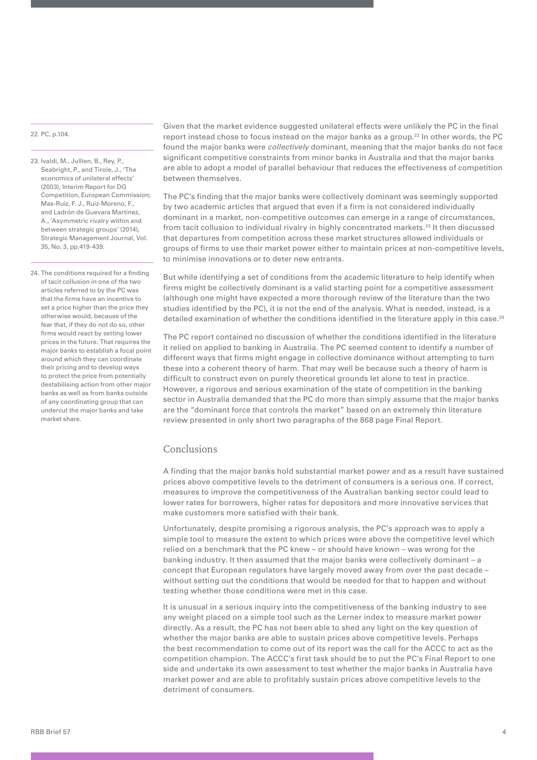Given that the market evidence suggested unilateral effects were unlikely the PC in the final report instead chose to focus instead on the major banks as a group.[22] In other words, the PC found the major banks were *collectively* dominant, meaning that the major banks do not face significant competitive constraints from minor banks in Australia and that the major banks are able to adopt a model of parallel behaviour that reduces the effectiveness of competition between themselves.

The PC's finding that the major banks were collectively dominant was seemingly supported by two academic articles that argued that even if a firm is not considered individually dominant in a market, non-competitive outcomes can emerge in a range of circumstances, from tacit collusion to individual rivalry in highly concentrated markets.[23] It then discussed that departures from competition across these market structures allowed individuals or groups of firms to use their market power either to maintain prices at non-competitive levels, to minimise innovations or to deter new entrants.

But while identifying a set of conditions from the academic literature to help identify when firms might be collectively dominant is a valid starting point for a competitive assessment (although one might have expected a more thorough review of the literature than the two studies identified by the PC), it is not the end of the analysis. What is needed, instead, is a detailed examination of whether the conditions identified in the literature apply in this case.[24]

The PC report contained no discussion of whether the conditions identified in the literature it relied on applied to banking in Australia. The PC seemed content to identify a number of different ways that firms might engage in collective dominance without attempting to turn these into a coherent theory of harm. That may well be because such a theory of harm is difficult to construct even on purely theoretical grounds let alone to test in practice. However, a rigorous and serious examination of the state of competition in the banking sector in Australia demanded that the PC do more than simply assume that the major banks are the "dominant force that controls the market" based on an extremely thin literature review presented in only short two paragraphs of the 868 page Final Report.

## Conclusions

A finding that the major banks hold substantial market power and as a result have sustained prices above competitive levels to the detriment of consumers is a serious one. If correct, measures to improve the competitiveness of the Australian banking sector could lead to lower rates for borrowers, higher rates for depositors and more innovative services that make customers more satisfied with their bank.

Unfortunately, despite promising a rigorous analysis, the PC's approach was to apply a simple tool to measure the extent to which prices were above the competitive level which relied on a benchmark that the PC knew – or should have known – was wrong for the banking industry. It then assumed that the major banks were collectively dominant – a concept that European regulators have largely moved away from over the past decade – without setting out the conditions that would be needed for that to happen and without testing whether those conditions were met in this case.

It is unusual in a serious inquiry into the competitiveness of the banking industry to see any weight placed on a simple tool such as the Lerner index to measure market power directly. As a result, the PC has not been able to shed any light on the key question of whether the major banks are able to sustain prices above competitive levels. Perhaps the best recommendation to come out of its report was the call for the ACCC to act as the competition champion. The ACCC's first task should be to put the PC's Final Report to one side and undertake its own assessment to test whether the major banks in Australia have market power and are able to profitably sustain prices above competitive levels to the detriment of consumers.

---

22. PC, p.104.

23. Ivaldi, M., Jullien, B., Rey, P., Seabright, P., and Tirole, J., 'The economics of unilateral effects' (2003), Interim Report for DG Competition, European Commission; Mas-Ruiz, F. J., Ruiz-Moreno, F., and Ladrón de Guevara Martinez, A., 'Asymmetric rivalry within and between strategic groups' (2014), Strategic Management Journal, Vol. 35, No. 3, pp.419-439.

24. The conditions required for a finding of tacit collusion in one of the two articles referred to by the PC was that the firms have an incentive to set a price higher than the price they otherwise would, because of the fear that, if they do not do so, other firms would react by setting lower prices in the future. That requires the major banks to establish a focal point around which they can coordinate their pricing and to develop ways to protect the price from potentially destabilising action from other major banks as well as from banks outside of any coordinating group that can undercut the major banks and take market share.